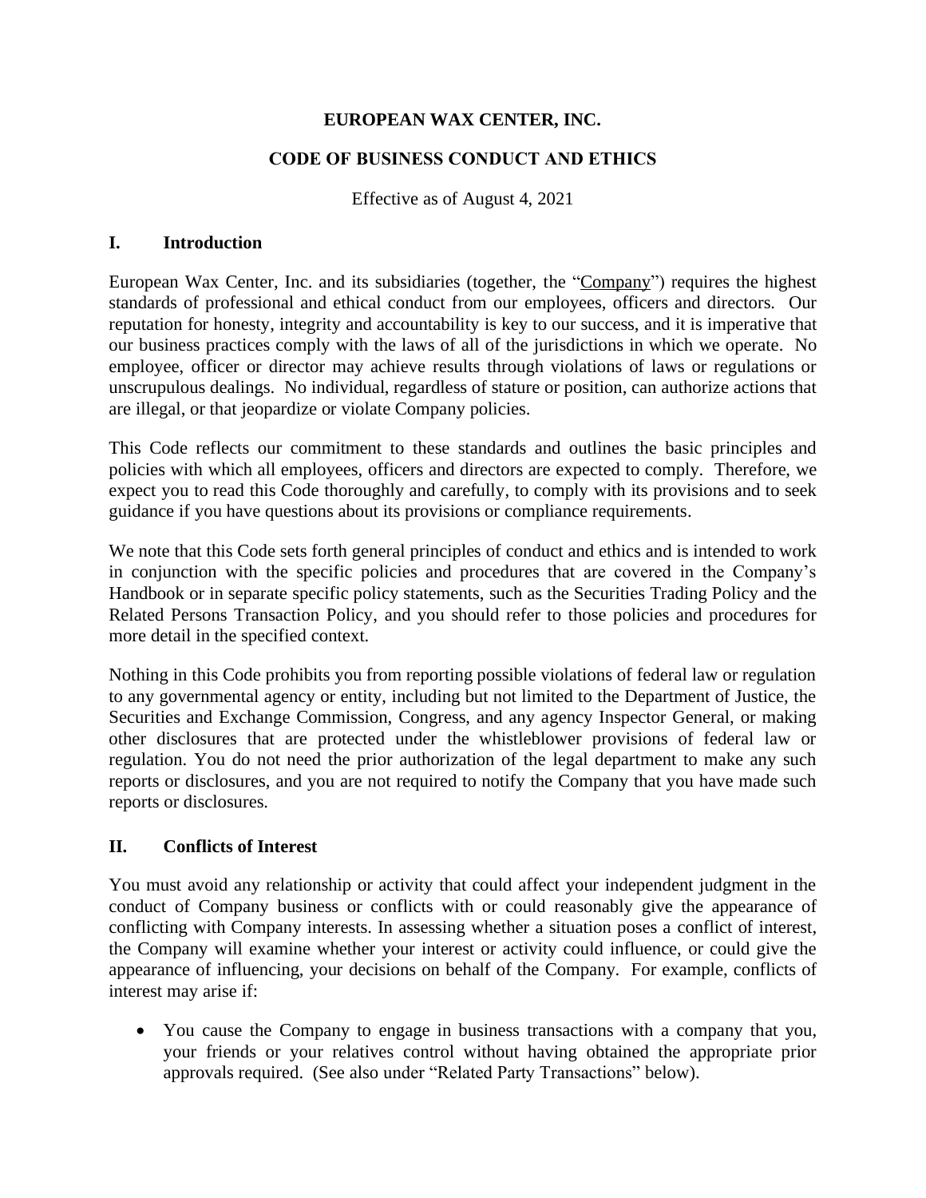# EUROPEAN WAX CENTER, INC.

## CODE OF BUSINESS CONDUCT AND ETHICS

Effective as of August 4, 2021

## I. Introduction

European Wax Center, Inc. and its subsidiaries (together, the "Company") requires the highest standards of professional and ethical conduct from our employees, officers and directors. Our reputation for honesty, integrity and accountability is key to our success, and it is imperative that our business practices comply with the laws of all of the jurisdictions in which we operate. No employee, officer or director may achieve results through violations of laws or regulations or unscrupulous dealings. No individual, regardless of stature or position, can authorize actions that are illegal, or that jeopardize or violate Company policies.

This Code reflects our commitment to these standards and outlines the basic principles and policies with which all employees, officers and directors are expected to comply. Therefore, we expect you to read this Code thoroughly and carefully, to comply with its provisions and to seek guidance if you have questions about its provisions or compliance requirements.

We note that this Code sets forth general principles of conduct and ethics and is intended to work in conjunction with the specific policies and procedures that are covered in the Company's Handbook or in separate specific policy statements, such as the Securities Trading Policy and the Related Persons Transaction Policy, and you should refer to those policies and procedures for more detail in the specified context.

Nothing in this Code prohibits you from reporting possible violations of federal law or regulation to any governmental agency or entity, including but not limited to the Department of Justice, the Securities and Exchange Commission, Congress, and any agency Inspector General, or making other disclosures that are protected under the whistleblower provisions of federal law or regulation. You do not need the prior authorization of the legal department to make any such reports or disclosures, and you are not required to notify the Company that you have made such reports or disclosures.

## II. Conflicts of Interest

You must avoid any relationship or activity that could affect your independent judgment in the conduct of Company business or conflicts with or could reasonably give the appearance of conflicting with Company interests. In assessing whether a situation poses a conflict of interest, the Company will examine whether your interest or activity could influence, or could give the appearance of influencing, your decisions on behalf of the Company. For example, conflicts of interest may arise if:

- You cause the Company to engage in business transactions with a company that you, your friends or your relatives control without having obtained the appropriate prior approvals required. (See also under "Related Party Transactions" below).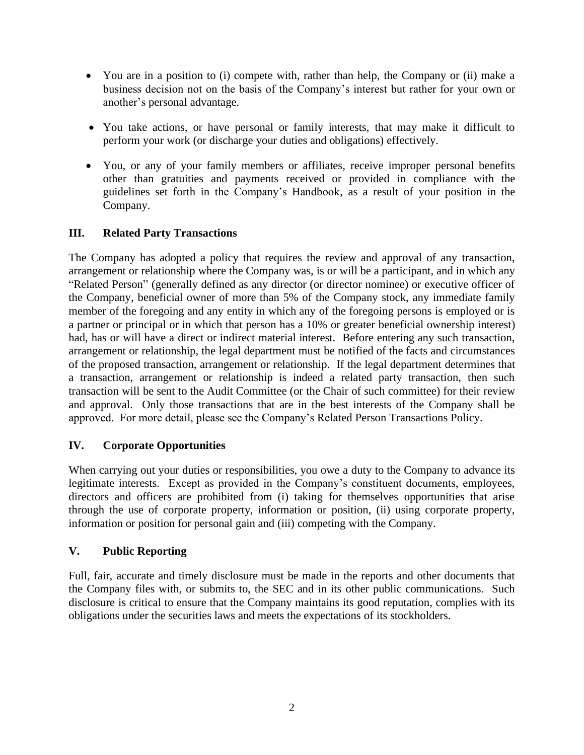- You are in a position to (i) compete with, rather than help, the Company or (ii) make a business decision not on the basis of the Company's interest but rather for your own or another's personal advantage.
- You take actions, or have personal or family interests, that may make it difficult to perform your work (or discharge your duties and obligations) effectively.
- You, or any of your family members or affiliates, receive improper personal benefits other than gratuities and payments received or provided in compliance with the guidelines set forth in the Company's Handbook, as a result of your position in the Company.

## III. Related Party Transactions

The Company has adopted a policy that requires the review and approval of any transaction, arrangement or relationship where the Company was, is or will be a participant, and in which any "Related Person" (generally defined as any director (or director nominee) or executive officer of the Company, beneficial owner of more than 5% of the Company stock, any immediate family member of the foregoing and any entity in which any of the foregoing persons is employed or is a partner or principal or in which that person has a 10% or greater beneficial ownership interest) had, has or will have a direct or indirect material interest. Before entering any such transaction, arrangement or relationship, the legal department must be notified of the facts and circumstances of the proposed transaction, arrangement or relationship. If the legal department determines that a transaction, arrangement or relationship is indeed a related party transaction, then such transaction will be sent to the Audit Committee (or the Chair of such committee) for their review and approval. Only those transactions that are in the best interests of the Company shall be approved. For more detail, please see the Company's Related Person Transactions Policy.

## IV. Corporate Opportunities

When carrying out your duties or responsibilities, you owe a duty to the Company to advance its legitimate interests. Except as provided in the Company's constituent documents, employees, directors and officers are prohibited from (i) taking for themselves opportunities that arise through the use of corporate property, information or position, (ii) using corporate property, information or position for personal gain and (iii) competing with the Company.

## V. Public Reporting

Full, fair, accurate and timely disclosure must be made in the reports and other documents that the Company files with, or submits to, the SEC and in its other public communications. Such disclosure is critical to ensure that the Company maintains its good reputation, complies with its obligations under the securities laws and meets the expectations of its stockholders.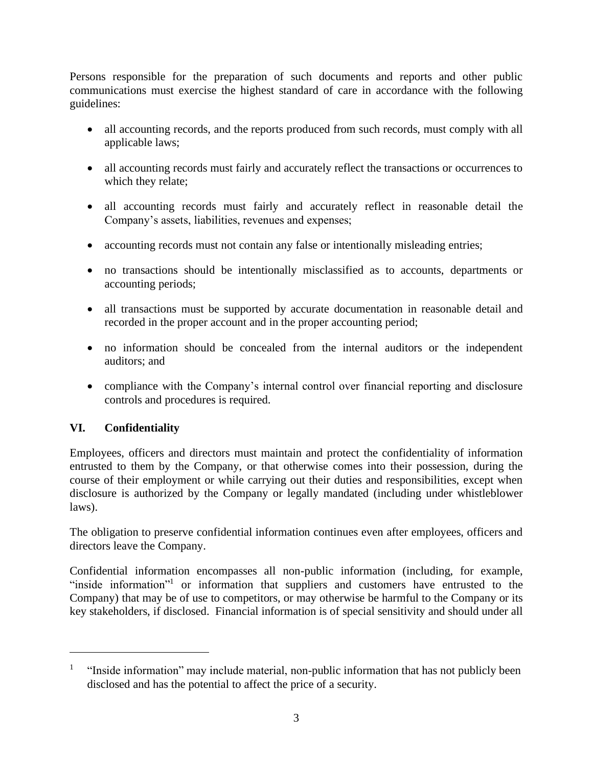Persons responsible for the preparation of such documents and reports and other public communications must exercise the highest standard of care in accordance with the following guidelines:

- all accounting records, and the reports produced from such records, must comply with all applicable laws;
- all accounting records must fairly and accurately reflect the transactions or occurrences to which they relate;
- all accounting records must fairly and accurately reflect in reasonable detail the Company's assets, liabilities, revenues and expenses;
- accounting records must not contain any false or intentionally misleading entries;
- no transactions should be intentionally misclassified as to accounts, departments or accounting periods;
- all transactions must be supported by accurate documentation in reasonable detail and recorded in the proper account and in the proper accounting period;
- no information should be concealed from the internal auditors or the independent auditors; and
- compliance with the Company's internal control over financial reporting and disclosure controls and procedures is required.

## VI. Confidentiality

Employees, officers and directors must maintain and protect the confidentiality of information entrusted to them by the Company, or that otherwise comes into their possession, during the course of their employment or while carrying out their duties and responsibilities, except when disclosure is authorized by the Company or legally mandated (including under whistleblower laws).

The obligation to preserve confidential information continues even after employees, officers and directors leave the Company.

Confidential information encompasses all non-public information (including, for example, "inside information"[1] or information that suppliers and customers have entrusted to the Company) that may be of use to competitors, or may otherwise be harmful to the Company or its key stakeholders, if disclosed. Financial information is of special sensitivity and should under all

---

[1] "Inside information" may include material, non-public information that has not publicly been disclosed and has the potential to affect the price of a security.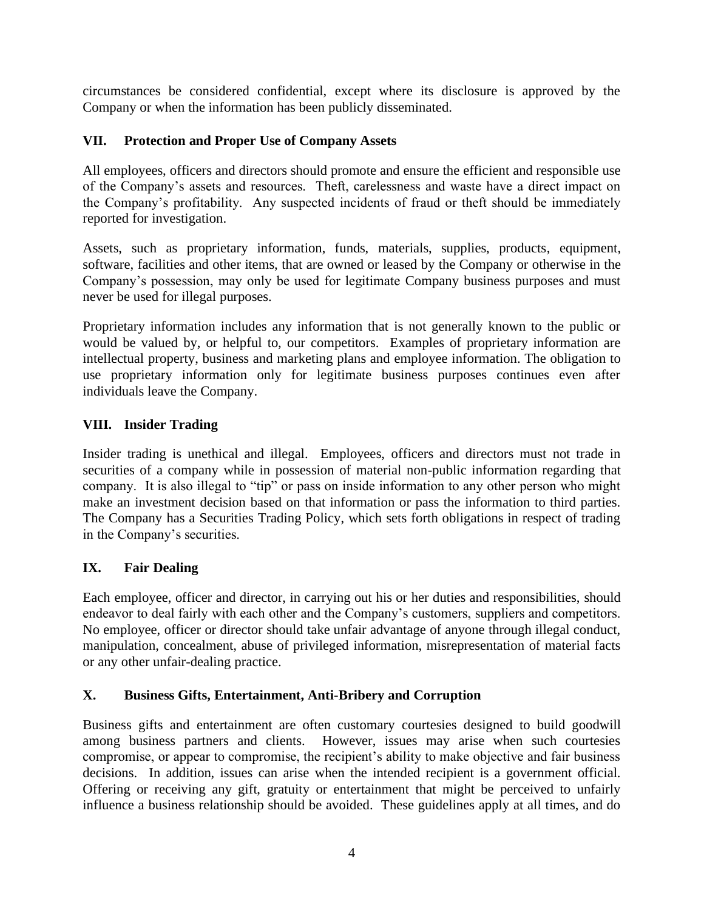circumstances be considered confidential, except where its disclosure is approved by the Company or when the information has been publicly disseminated.

## VII. Protection and Proper Use of Company Assets

All employees, officers and directors should promote and ensure the efficient and responsible use of the Company's assets and resources. Theft, carelessness and waste have a direct impact on the Company's profitability. Any suspected incidents of fraud or theft should be immediately reported for investigation.

Assets, such as proprietary information, funds, materials, supplies, products, equipment, software, facilities and other items, that are owned or leased by the Company or otherwise in the Company's possession, may only be used for legitimate Company business purposes and must never be used for illegal purposes.

Proprietary information includes any information that is not generally known to the public or would be valued by, or helpful to, our competitors. Examples of proprietary information are intellectual property, business and marketing plans and employee information. The obligation to use proprietary information only for legitimate business purposes continues even after individuals leave the Company.

## VIII. Insider Trading

Insider trading is unethical and illegal. Employees, officers and directors must not trade in securities of a company while in possession of material non-public information regarding that company. It is also illegal to "tip" or pass on inside information to any other person who might make an investment decision based on that information or pass the information to third parties. The Company has a Securities Trading Policy, which sets forth obligations in respect of trading in the Company's securities.

## IX. Fair Dealing

Each employee, officer and director, in carrying out his or her duties and responsibilities, should endeavor to deal fairly with each other and the Company's customers, suppliers and competitors. No employee, officer or director should take unfair advantage of anyone through illegal conduct, manipulation, concealment, abuse of privileged information, misrepresentation of material facts or any other unfair-dealing practice.

## X. Business Gifts, Entertainment, Anti-Bribery and Corruption

Business gifts and entertainment are often customary courtesies designed to build goodwill among business partners and clients. However, issues may arise when such courtesies compromise, or appear to compromise, the recipient's ability to make objective and fair business decisions. In addition, issues can arise when the intended recipient is a government official. Offering or receiving any gift, gratuity or entertainment that might be perceived to unfairly influence a business relationship should be avoided. These guidelines apply at all times, and do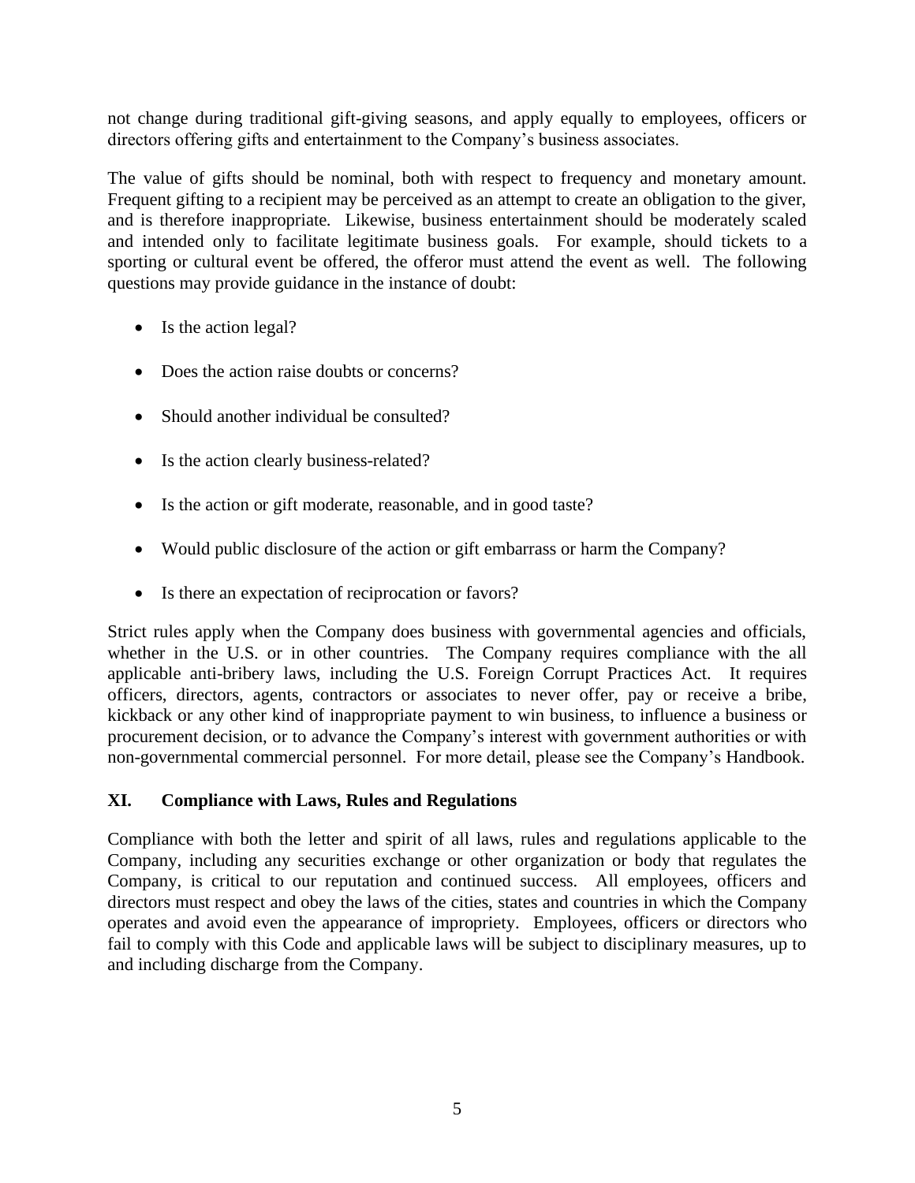not change during traditional gift-giving seasons, and apply equally to employees, officers or directors offering gifts and entertainment to the Company's business associates.

The value of gifts should be nominal, both with respect to frequency and monetary amount. Frequent gifting to a recipient may be perceived as an attempt to create an obligation to the giver, and is therefore inappropriate. Likewise, business entertainment should be moderately scaled and intended only to facilitate legitimate business goals. For example, should tickets to a sporting or cultural event be offered, the offeror must attend the event as well. The following questions may provide guidance in the instance of doubt:

- Is the action legal?
- Does the action raise doubts or concerns?
- Should another individual be consulted?
- Is the action clearly business-related?
- Is the action or gift moderate, reasonable, and in good taste?
- Would public disclosure of the action or gift embarrass or harm the Company?
- Is there an expectation of reciprocation or favors?

Strict rules apply when the Company does business with governmental agencies and officials, whether in the U.S. or in other countries. The Company requires compliance with the all applicable anti-bribery laws, including the U.S. Foreign Corrupt Practices Act. It requires officers, directors, agents, contractors or associates to never offer, pay or receive a bribe, kickback or any other kind of inappropriate payment to win business, to influence a business or procurement decision, or to advance the Company's interest with government authorities or with non-governmental commercial personnel. For more detail, please see the Company's Handbook.

## XI. Compliance with Laws, Rules and Regulations

Compliance with both the letter and spirit of all laws, rules and regulations applicable to the Company, including any securities exchange or other organization or body that regulates the Company, is critical to our reputation and continued success. All employees, officers and directors must respect and obey the laws of the cities, states and countries in which the Company operates and avoid even the appearance of impropriety. Employees, officers or directors who fail to comply with this Code and applicable laws will be subject to disciplinary measures, up to and including discharge from the Company.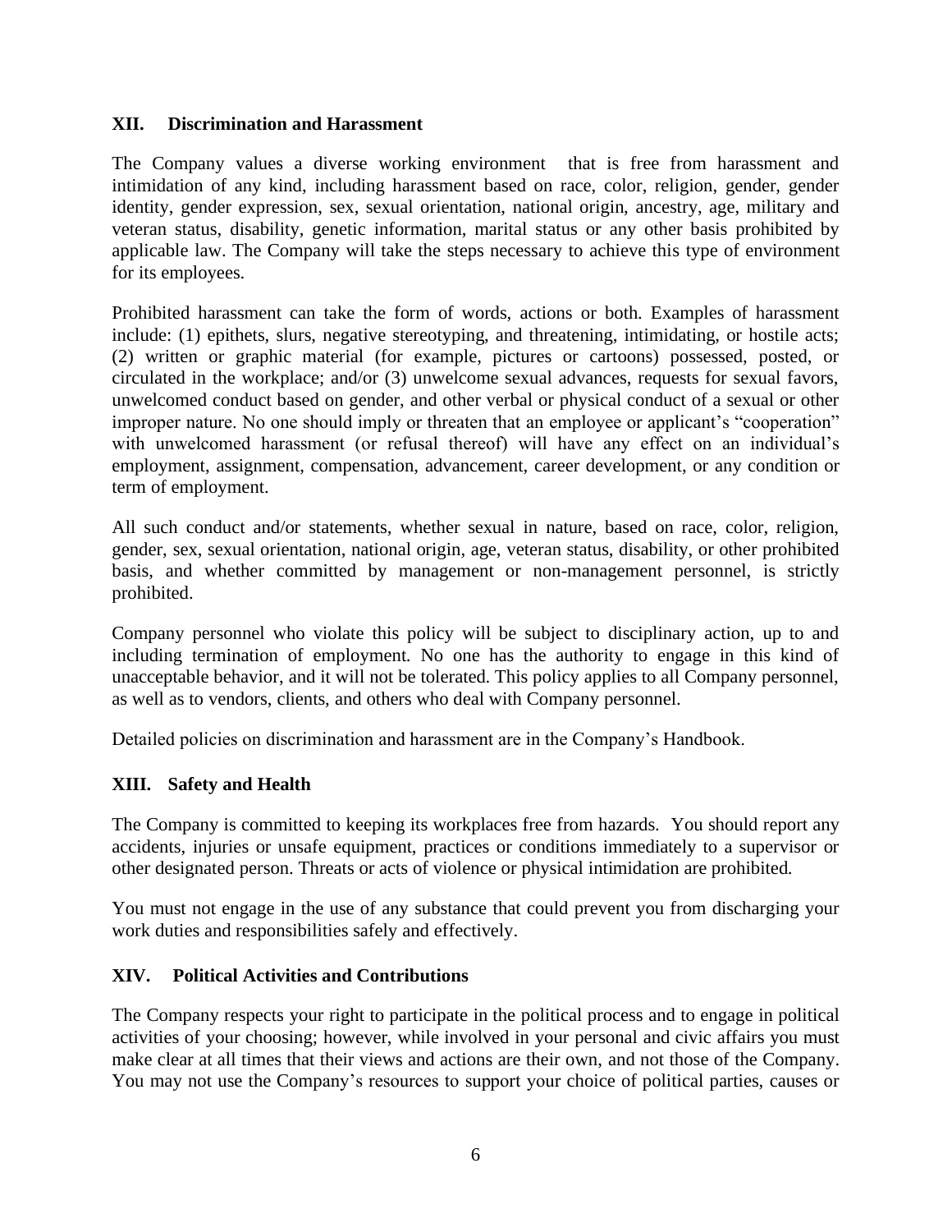## XII. Discrimination and Harassment

The Company values a diverse working environment that is free from harassment and intimidation of any kind, including harassment based on race, color, religion, gender, gender identity, gender expression, sex, sexual orientation, national origin, ancestry, age, military and veteran status, disability, genetic information, marital status or any other basis prohibited by applicable law. The Company will take the steps necessary to achieve this type of environment for its employees.

Prohibited harassment can take the form of words, actions or both. Examples of harassment include: (1) epithets, slurs, negative stereotyping, and threatening, intimidating, or hostile acts; (2) written or graphic material (for example, pictures or cartoons) possessed, posted, or circulated in the workplace; and/or (3) unwelcome sexual advances, requests for sexual favors, unwelcomed conduct based on gender, and other verbal or physical conduct of a sexual or other improper nature. No one should imply or threaten that an employee or applicant's "cooperation" with unwelcomed harassment (or refusal thereof) will have any effect on an individual's employment, assignment, compensation, advancement, career development, or any condition or term of employment.

All such conduct and/or statements, whether sexual in nature, based on race, color, religion, gender, sex, sexual orientation, national origin, age, veteran status, disability, or other prohibited basis, and whether committed by management or non-management personnel, is strictly prohibited.

Company personnel who violate this policy will be subject to disciplinary action, up to and including termination of employment. No one has the authority to engage in this kind of unacceptable behavior, and it will not be tolerated. This policy applies to all Company personnel, as well as to vendors, clients, and others who deal with Company personnel.

Detailed policies on discrimination and harassment are in the Company's Handbook.

## XIII. Safety and Health

The Company is committed to keeping its workplaces free from hazards. You should report any accidents, injuries or unsafe equipment, practices or conditions immediately to a supervisor or other designated person. Threats or acts of violence or physical intimidation are prohibited.

You must not engage in the use of any substance that could prevent you from discharging your work duties and responsibilities safely and effectively.

## XIV. Political Activities and Contributions

The Company respects your right to participate in the political process and to engage in political activities of your choosing; however, while involved in your personal and civic affairs you must make clear at all times that their views and actions are their own, and not those of the Company. You may not use the Company's resources to support your choice of political parties, causes or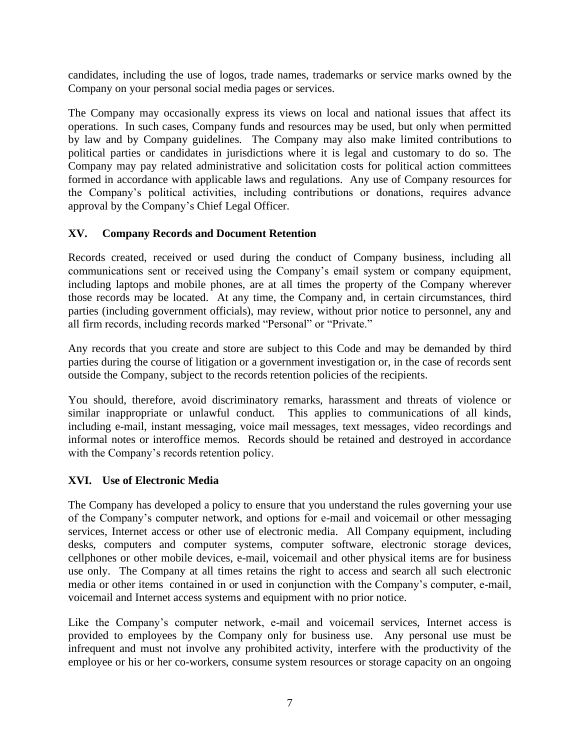candidates, including the use of logos, trade names, trademarks or service marks owned by the Company on your personal social media pages or services.

The Company may occasionally express its views on local and national issues that affect its operations. In such cases, Company funds and resources may be used, but only when permitted by law and by Company guidelines. The Company may also make limited contributions to political parties or candidates in jurisdictions where it is legal and customary to do so. The Company may pay related administrative and solicitation costs for political action committees formed in accordance with applicable laws and regulations. Any use of Company resources for the Company's political activities, including contributions or donations, requires advance approval by the Company's Chief Legal Officer.

## XV. Company Records and Document Retention

Records created, received or used during the conduct of Company business, including all communications sent or received using the Company's email system or company equipment, including laptops and mobile phones, are at all times the property of the Company wherever those records may be located. At any time, the Company and, in certain circumstances, third parties (including government officials), may review, without prior notice to personnel, any and all firm records, including records marked "Personal" or "Private."

Any records that you create and store are subject to this Code and may be demanded by third parties during the course of litigation or a government investigation or, in the case of records sent outside the Company, subject to the records retention policies of the recipients.

You should, therefore, avoid discriminatory remarks, harassment and threats of violence or similar inappropriate or unlawful conduct. This applies to communications of all kinds, including e-mail, instant messaging, voice mail messages, text messages, video recordings and informal notes or interoffice memos. Records should be retained and destroyed in accordance with the Company's records retention policy.

## XVI. Use of Electronic Media

The Company has developed a policy to ensure that you understand the rules governing your use of the Company's computer network, and options for e-mail and voicemail or other messaging services, Internet access or other use of electronic media. All Company equipment, including desks, computers and computer systems, computer software, electronic storage devices, cellphones or other mobile devices, e-mail, voicemail and other physical items are for business use only. The Company at all times retains the right to access and search all such electronic media or other items contained in or used in conjunction with the Company's computer, e-mail, voicemail and Internet access systems and equipment with no prior notice.

Like the Company's computer network, e-mail and voicemail services, Internet access is provided to employees by the Company only for business use. Any personal use must be infrequent and must not involve any prohibited activity, interfere with the productivity of the employee or his or her co-workers, consume system resources or storage capacity on an ongoing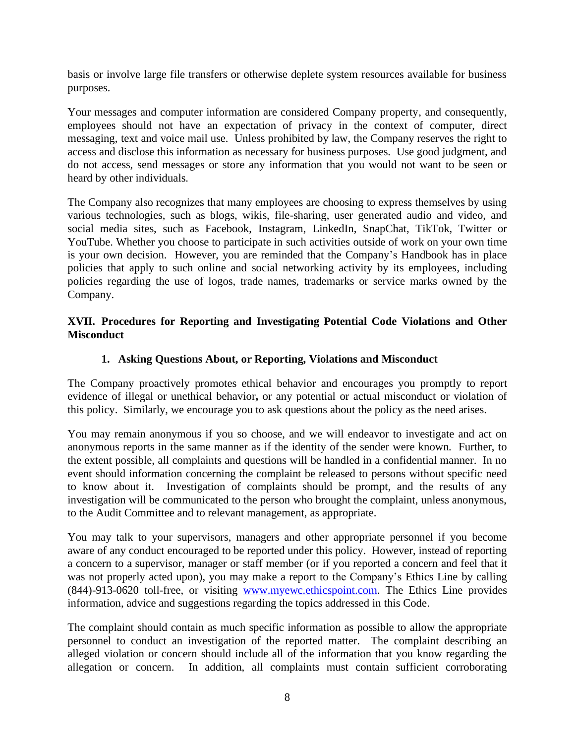basis or involve large file transfers or otherwise deplete system resources available for business purposes.

Your messages and computer information are considered Company property, and consequently, employees should not have an expectation of privacy in the context of computer, direct messaging, text and voice mail use. Unless prohibited by law, the Company reserves the right to access and disclose this information as necessary for business purposes. Use good judgment, and do not access, send messages or store any information that you would not want to be seen or heard by other individuals.

The Company also recognizes that many employees are choosing to express themselves by using various technologies, such as blogs, wikis, file-sharing, user generated audio and video, and social media sites, such as Facebook, Instagram, LinkedIn, SnapChat, TikTok, Twitter or YouTube. Whether you choose to participate in such activities outside of work on your own time is your own decision. However, you are reminded that the Company's Handbook has in place policies that apply to such online and social networking activity by its employees, including policies regarding the use of logos, trade names, trademarks or service marks owned by the Company.

## XVII. Procedures for Reporting and Investigating Potential Code Violations and Other Misconduct

### 1. Asking Questions About, or Reporting, Violations and Misconduct

The Company proactively promotes ethical behavior and encourages you promptly to report evidence of illegal or unethical behavior**,** or any potential or actual misconduct or violation of this policy. Similarly, we encourage you to ask questions about the policy as the need arises.

You may remain anonymous if you so choose, and we will endeavor to investigate and act on anonymous reports in the same manner as if the identity of the sender were known. Further, to the extent possible, all complaints and questions will be handled in a confidential manner. In no event should information concerning the complaint be released to persons without specific need to know about it. Investigation of complaints should be prompt, and the results of any investigation will be communicated to the person who brought the complaint, unless anonymous, to the Audit Committee and to relevant management, as appropriate.

You may talk to your supervisors, managers and other appropriate personnel if you become aware of any conduct encouraged to be reported under this policy. However, instead of reporting a concern to a supervisor, manager or staff member (or if you reported a concern and feel that it was not properly acted upon), you may make a report to the Company's Ethics Line by calling (844)-913-0620 toll-free, or visiting [www.myewc.ethicspoint.com](http://www.myewc.ethicspoint.com). The Ethics Line provides information, advice and suggestions regarding the topics addressed in this Code.

The complaint should contain as much specific information as possible to allow the appropriate personnel to conduct an investigation of the reported matter. The complaint describing an alleged violation or concern should include all of the information that you know regarding the allegation or concern. In addition, all complaints must contain sufficient corroborating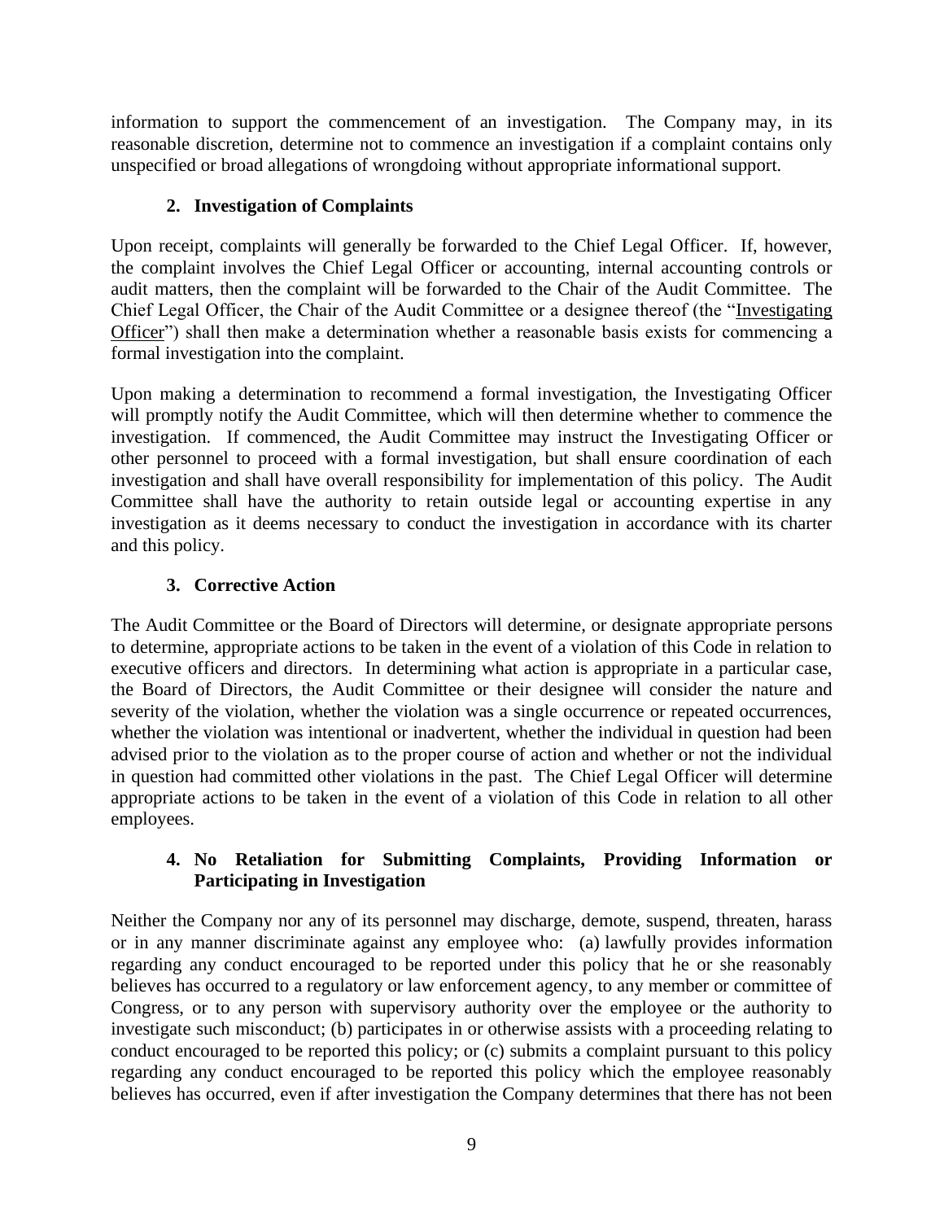information to support the commencement of an investigation. The Company may, in its reasonable discretion, determine not to commence an investigation if a complaint contains only unspecified or broad allegations of wrongdoing without appropriate informational support.

### 2. Investigation of Complaints

Upon receipt, complaints will generally be forwarded to the Chief Legal Officer. If, however, the complaint involves the Chief Legal Officer or accounting, internal accounting controls or audit matters, then the complaint will be forwarded to the Chair of the Audit Committee. The Chief Legal Officer, the Chair of the Audit Committee or a designee thereof (the "Investigating Officer") shall then make a determination whether a reasonable basis exists for commencing a formal investigation into the complaint.

Upon making a determination to recommend a formal investigation, the Investigating Officer will promptly notify the Audit Committee, which will then determine whether to commence the investigation. If commenced, the Audit Committee may instruct the Investigating Officer or other personnel to proceed with a formal investigation, but shall ensure coordination of each investigation and shall have overall responsibility for implementation of this policy. The Audit Committee shall have the authority to retain outside legal or accounting expertise in any investigation as it deems necessary to conduct the investigation in accordance with its charter and this policy.

### 3. Corrective Action

The Audit Committee or the Board of Directors will determine, or designate appropriate persons to determine, appropriate actions to be taken in the event of a violation of this Code in relation to executive officers and directors. In determining what action is appropriate in a particular case, the Board of Directors, the Audit Committee or their designee will consider the nature and severity of the violation, whether the violation was a single occurrence or repeated occurrences, whether the violation was intentional or inadvertent, whether the individual in question had been advised prior to the violation as to the proper course of action and whether or not the individual in question had committed other violations in the past. The Chief Legal Officer will determine appropriate actions to be taken in the event of a violation of this Code in relation to all other employees.

### 4. No Retaliation for Submitting Complaints, Providing Information or Participating in Investigation

Neither the Company nor any of its personnel may discharge, demote, suspend, threaten, harass or in any manner discriminate against any employee who: (a) lawfully provides information regarding any conduct encouraged to be reported under this policy that he or she reasonably believes has occurred to a regulatory or law enforcement agency, to any member or committee of Congress, or to any person with supervisory authority over the employee or the authority to investigate such misconduct; (b) participates in or otherwise assists with a proceeding relating to conduct encouraged to be reported this policy; or (c) submits a complaint pursuant to this policy regarding any conduct encouraged to be reported this policy which the employee reasonably believes has occurred, even if after investigation the Company determines that there has not been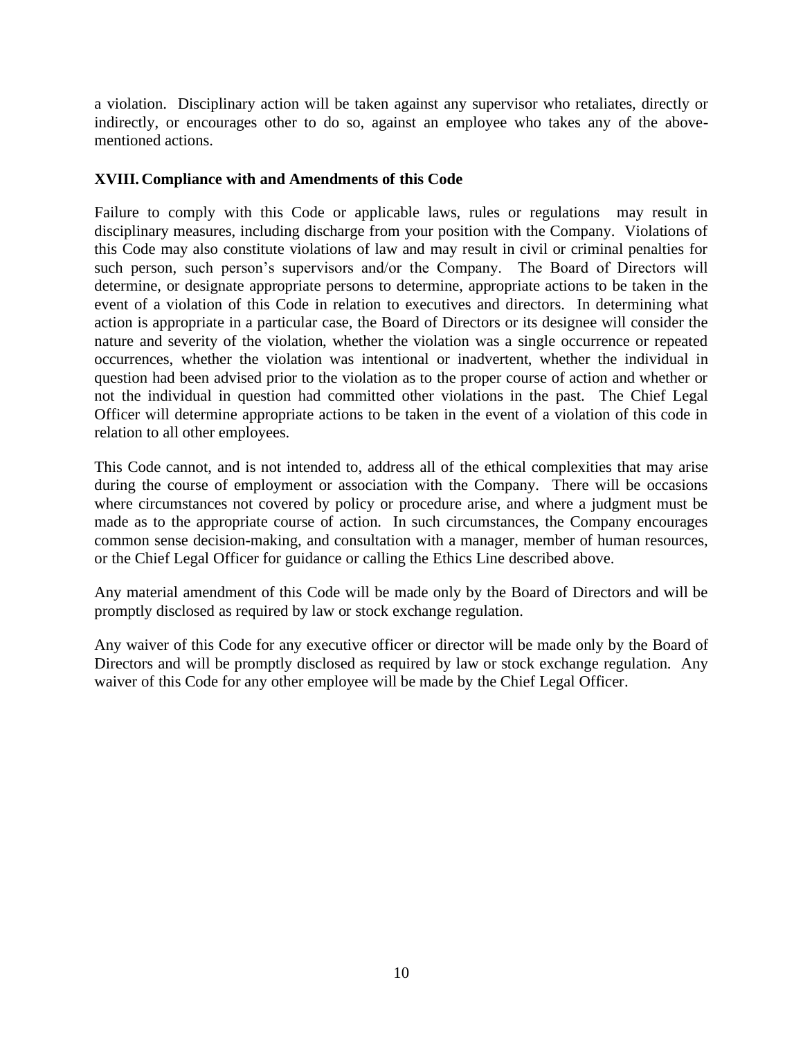a violation. Disciplinary action will be taken against any supervisor who retaliates, directly or indirectly, or encourages other to do so, against an employee who takes any of the above-mentioned actions.

### XVIII. Compliance with and Amendments of this Code

Failure to comply with this Code or applicable laws, rules or regulations may result in disciplinary measures, including discharge from your position with the Company. Violations of this Code may also constitute violations of law and may result in civil or criminal penalties for such person, such person's supervisors and/or the Company. The Board of Directors will determine, or designate appropriate persons to determine, appropriate actions to be taken in the event of a violation of this Code in relation to executives and directors. In determining what action is appropriate in a particular case, the Board of Directors or its designee will consider the nature and severity of the violation, whether the violation was a single occurrence or repeated occurrences, whether the violation was intentional or inadvertent, whether the individual in question had been advised prior to the violation as to the proper course of action and whether or not the individual in question had committed other violations in the past. The Chief Legal Officer will determine appropriate actions to be taken in the event of a violation of this code in relation to all other employees.

This Code cannot, and is not intended to, address all of the ethical complexities that may arise during the course of employment or association with the Company. There will be occasions where circumstances not covered by policy or procedure arise, and where a judgment must be made as to the appropriate course of action. In such circumstances, the Company encourages common sense decision-making, and consultation with a manager, member of human resources, or the Chief Legal Officer for guidance or calling the Ethics Line described above.

Any material amendment of this Code will be made only by the Board of Directors and will be promptly disclosed as required by law or stock exchange regulation.

Any waiver of this Code for any executive officer or director will be made only by the Board of Directors and will be promptly disclosed as required by law or stock exchange regulation. Any waiver of this Code for any other employee will be made by the Chief Legal Officer.